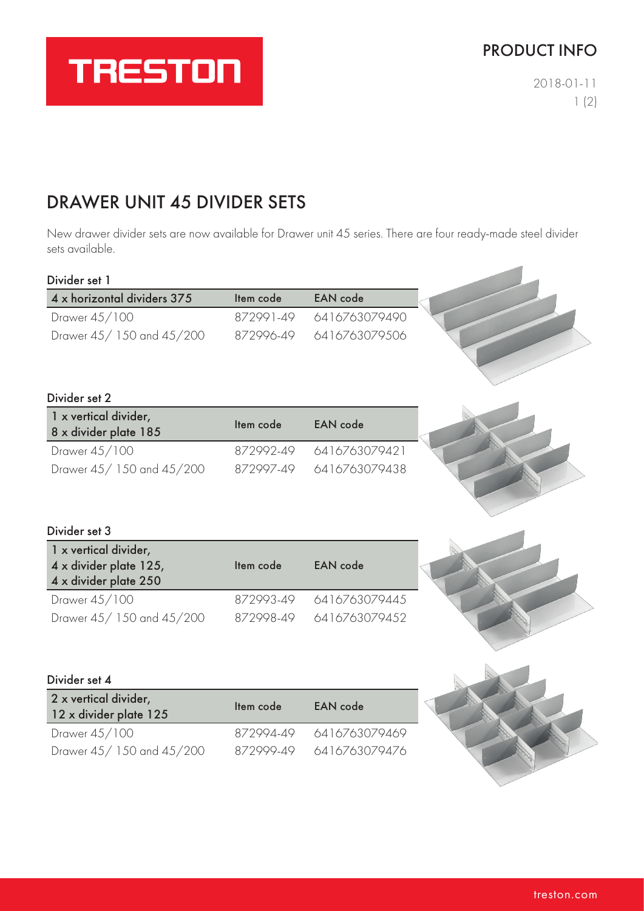TRESTON

PRODUCT INFO

2018-01-11

# DRAWER UNIT 45 DIVIDER SETS

New drawer divider sets are now available for Drawer unit 45 series. There are four ready-made steel divider sets available.

### Divider set 1

| 4 x horizontal dividers 375 | Item code | EAN code |
|---|---|---|
| Drawer 45/100 | 872991-49 | 6416763079490 |
| Drawer 45/ 150 and 45/200 | 872996-49 | 6416763079506 |

### Divider set 2

| 1 x vertical divider, 8 x divider plate 185 | Item code | EAN code |
|---|---|---|
| Drawer 45/100 | 872992-49 | 6416763079421 |
| Drawer 45/ 150 and 45/200 | 872997-49 | 6416763079438 |

### Divider set 3

| 1 x vertical divider, 4 x divider plate 125, 4 x divider plate 250 | Item code | EAN code |
|---|---|---|
| Drawer 45/100 | 872993-49 | 6416763079445 |
| Drawer 45/ 150 and 45/200 | 872998-49 | 6416763079452 |

### Divider set 4

| 2 x vertical divider, 12 x divider plate 125 | Item code | EAN code |
|---|---|---|
| Drawer 45/100 | 872994-49 | 6416763079469 |
| Drawer 45/ 150 and 45/200 | 872999-49 | 6416763079476 |

treston.com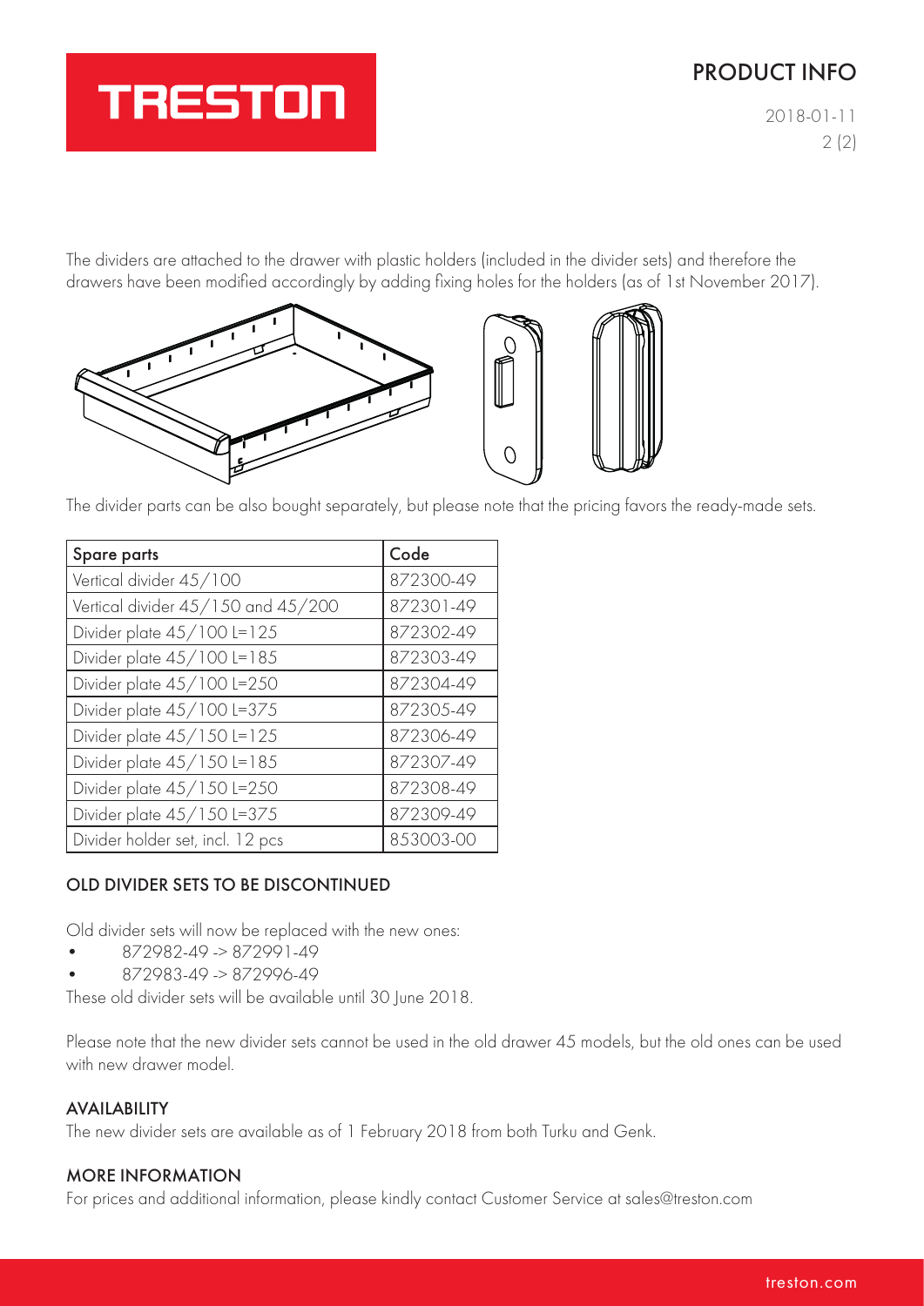The dividers are attached to the drawer with plastic holders (included in the divider sets) and therefore the drawers have been modified accordingly by adding fixing holes for the holders (as of 1st November 2017).

The divider parts can be also bought separately, but please note that the pricing favors the ready-made sets.

| Spare parts | Code |
| --- | --- |
| Vertical divider 45/100 | 872300-49 |
| Vertical divider 45/150 and 45/200 | 872301-49 |
| Divider plate 45/100 L=125 | 872302-49 |
| Divider plate 45/100 L=185 | 872303-49 |
| Divider plate 45/100 L=250 | 872304-49 |
| Divider plate 45/100 L=375 | 872305-49 |
| Divider plate 45/150 L=125 | 872306-49 |
| Divider plate 45/150 L=185 | 872307-49 |
| Divider plate 45/150 L=250 | 872308-49 |
| Divider plate 45/150 L=375 | 872309-49 |
| Divider holder set, incl. 12 pcs | 853003-00 |

## OLD DIVIDER SETS TO BE DISCONTINUED

Old divider sets will now be replaced with the new ones:

- 872982-49 -> 872991-49
- 872983-49 -> 872996-49

These old divider sets will be available until 30 June 2018.

Please note that the new divider sets cannot be used in the old drawer 45 models, but the old ones can be used with new drawer model.

## AVAILABILITY

The new divider sets are available as of 1 February 2018 from both Turku and Genk.

## MORE INFORMATION

For prices and additional information, please kindly contact Customer Service at sales@treston.com